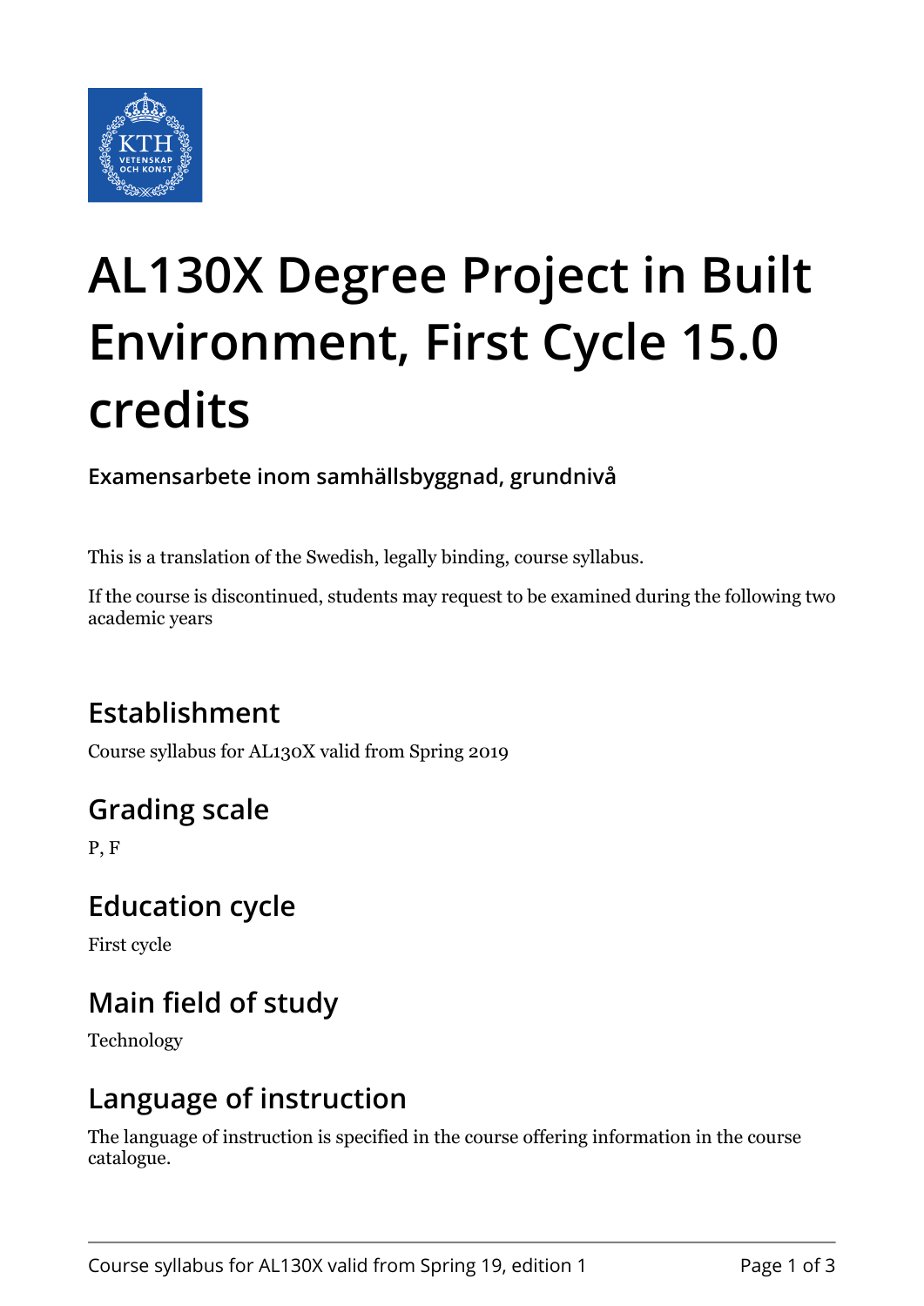# AL130X Degree Project in Built Environment, First Cycle 15.0 credits

**Examensarbete inom samhällsbyggnad, grundnivå**

This is a translation of the Swedish, legally binding, course syllabus.

If the course is discontinued, students may request to be examined during the following two academic years

## Establishment

Course syllabus for AL130X valid from Spring 2019

## Grading scale

P, F

## Education cycle

First cycle

## Main field of study

Technology

## Language of instruction

The language of instruction is specified in the course offering information in the course catalogue.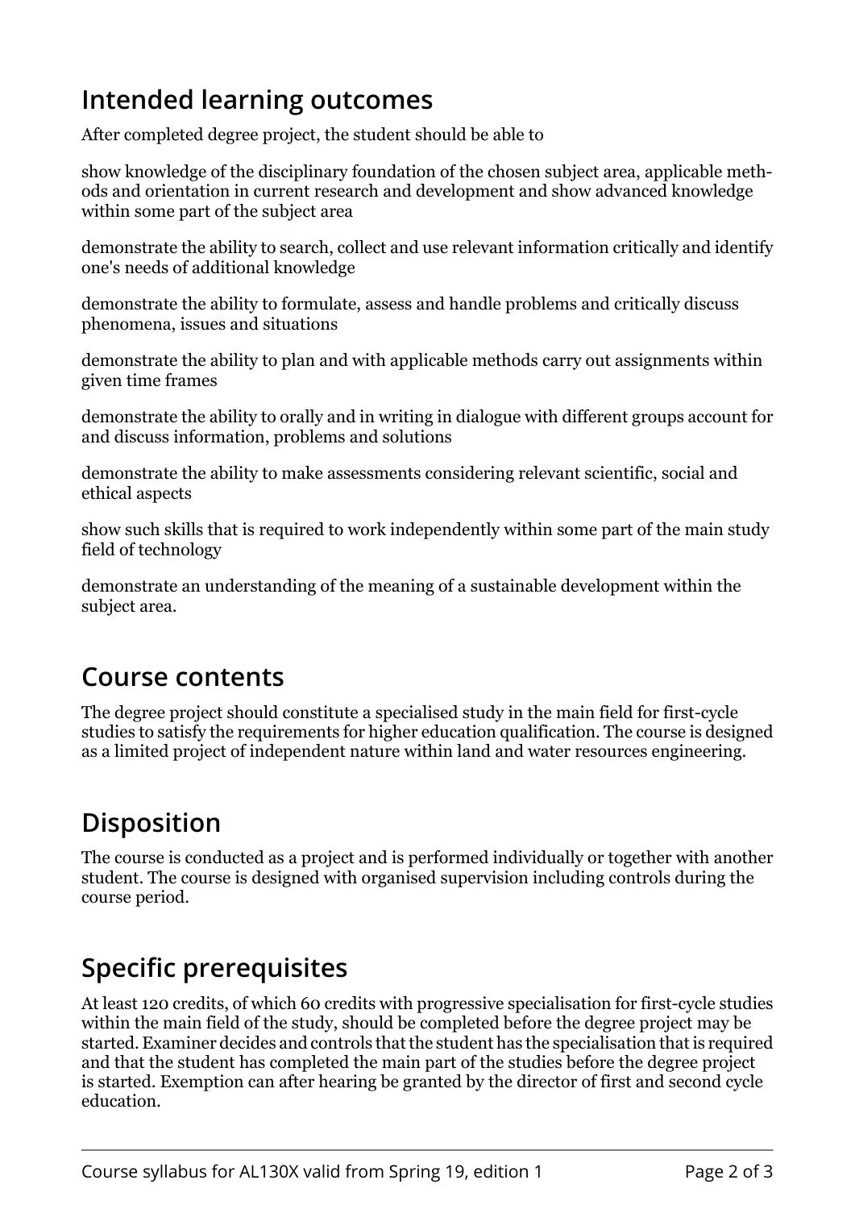## Intended learning outcomes

After completed degree project, the student should be able to

show knowledge of the disciplinary foundation of the chosen subject area, applicable methods and orientation in current research and development and show advanced knowledge within some part of the subject area

demonstrate the ability to search, collect and use relevant information critically and identify one's needs of additional knowledge

demonstrate the ability to formulate, assess and handle problems and critically discuss phenomena, issues and situations

demonstrate the ability to plan and with applicable methods carry out assignments within given time frames

demonstrate the ability to orally and in writing in dialogue with different groups account for and discuss information, problems and solutions

demonstrate the ability to make assessments considering relevant scientific, social and ethical aspects

show such skills that is required to work independently within some part of the main study field of technology

demonstrate an understanding of the meaning of a sustainable development within the subject area.

## Course contents

The degree project should constitute a specialised study in the main field for first-cycle studies to satisfy the requirements for higher education qualification. The course is designed as a limited project of independent nature within land and water resources engineering.

## Disposition

The course is conducted as a project and is performed individually or together with another student. The course is designed with organised supervision including controls during the course period.

## Specific prerequisites

At least 120 credits, of which 60 credits with progressive specialisation for first-cycle studies within the main field of the study, should be completed before the degree project may be started. Examiner decides and controls that the student has the specialisation that is required and that the student has completed the main part of the studies before the degree project is started. Exemption can after hearing be granted by the director of first and second cycle education.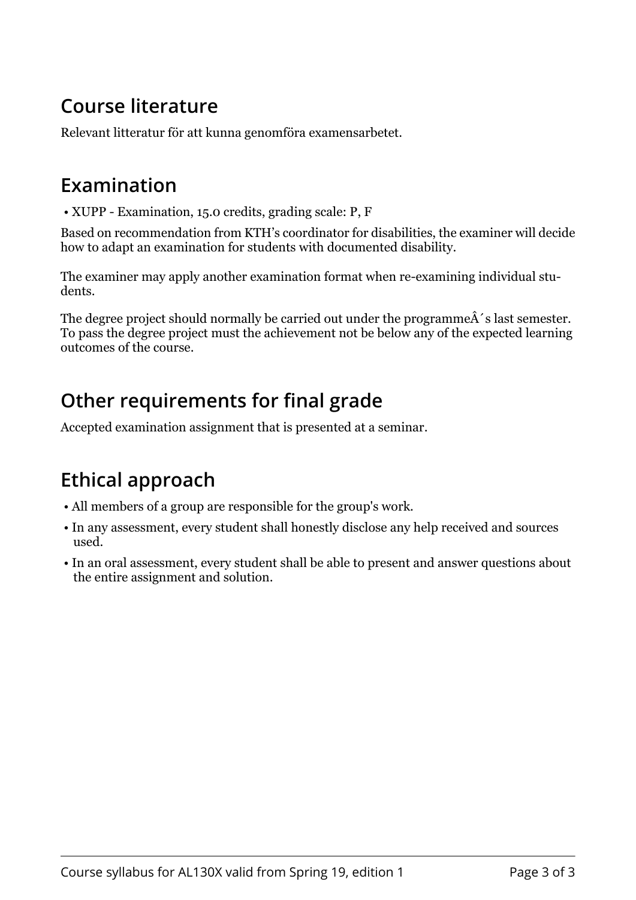## Course literature

Relevant litteratur för att kunna genomföra examensarbetet.

## Examination

- XUPP - Examination, 15.0 credits, grading scale: P, F

Based on recommendation from KTH's coordinator for disabilities, the examiner will decide how to adapt an examination for students with documented disability.

The examiner may apply another examination format when re-examining individual students.

The degree project should normally be carried out under the programmeÂ´s last semester. To pass the degree project must the achievement not be below any of the expected learning outcomes of the course.

## Other requirements for final grade

Accepted examination assignment that is presented at a seminar.

## Ethical approach

- All members of a group are responsible for the group's work.
- In any assessment, every student shall honestly disclose any help received and sources used.
- In an oral assessment, every student shall be able to present and answer questions about the entire assignment and solution.